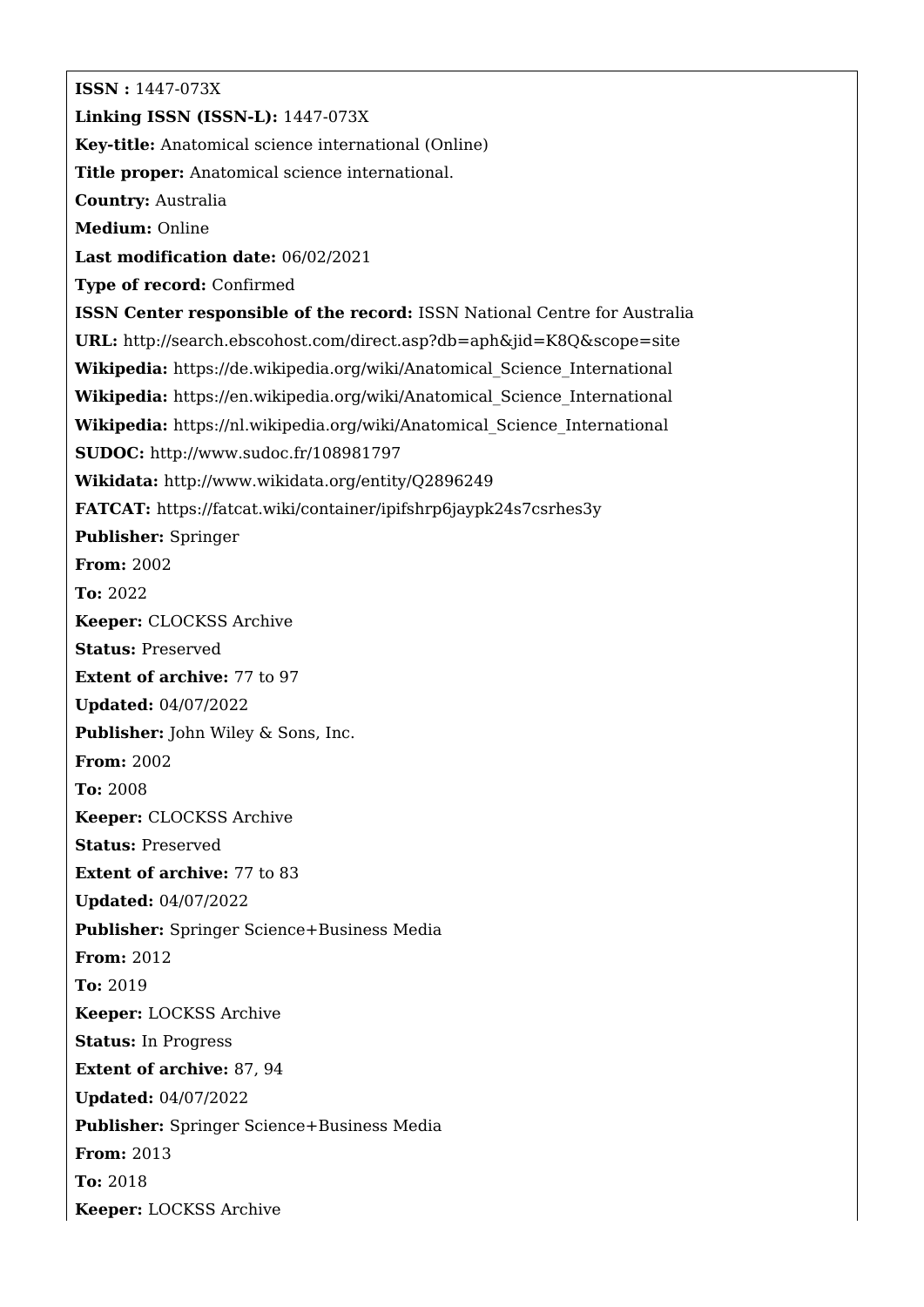**ISSN :** 1447-073X

**Linking ISSN (ISSN-L):** 1447-073X

**Key-title:** Anatomical science international (Online)

**Title proper:** Anatomical science international.

**Country:** Australia

**Medium:** Online

**Last modification date:** 06/02/2021

**Type of record:** Confirmed

**ISSN Center responsible of the record:** ISSN National Centre for Australia

**URL:** http://search.ebscohost.com/direct.asp?db=aph&jid=K8Q&scope=site

**Wikipedia:** https://de.wikipedia.org/wiki/Anatomical_Science_International

**Wikipedia:** https://en.wikipedia.org/wiki/Anatomical_Science_International

**Wikipedia:** https://nl.wikipedia.org/wiki/Anatomical_Science_International

**SUDOC:** http://www.sudoc.fr/108981797

**Wikidata:** http://www.wikidata.org/entity/Q2896249

**FATCAT:** https://fatcat.wiki/container/ipifshrp6jaypk24s7csrhes3y

**Publisher:** Springer

**From:** 2002

**To:** 2022

**Keeper:** CLOCKSS Archive

**Status:** Preserved

**Extent of archive:** 77 to 97

**Updated:** 04/07/2022

**Publisher:** John Wiley & Sons, Inc.

**From:** 2002

**To:** 2008

**Keeper:** CLOCKSS Archive

**Status:** Preserved

**Extent of archive:** 77 to 83

**Updated:** 04/07/2022

**Publisher:** Springer Science+Business Media

**From:** 2012

**To:** 2019

**Keeper:** LOCKSS Archive

**Status:** In Progress

**Extent of archive:** 87, 94

**Updated:** 04/07/2022

**Publisher:** Springer Science+Business Media

**From:** 2013

**To:** 2018

**Keeper:** LOCKSS Archive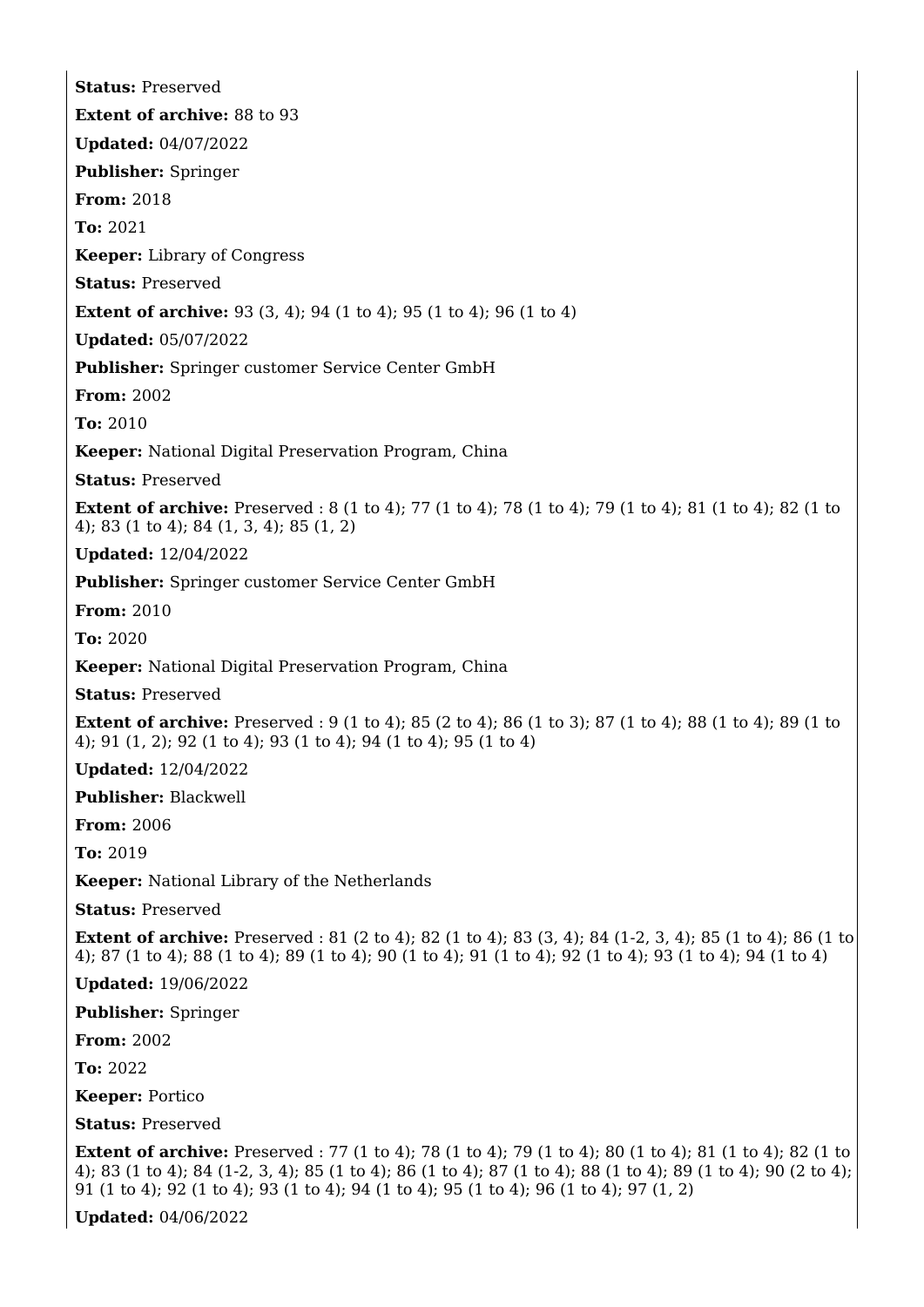**Status:** Preserved

**Extent of archive:** 88 to 93

**Updated:** 04/07/2022

**Publisher:** Springer

**From:** 2018

**To:** 2021

**Keeper:** Library of Congress

**Status:** Preserved

**Extent of archive:** 93 (3, 4); 94 (1 to 4); 95 (1 to 4); 96 (1 to 4)

**Updated:** 05/07/2022

**Publisher:** Springer customer Service Center GmbH

**From:** 2002

**To:** 2010

**Keeper:** National Digital Preservation Program, China

**Status:** Preserved

**Extent of archive:** Preserved : 8 (1 to 4); 77 (1 to 4); 78 (1 to 4); 79 (1 to 4); 81 (1 to 4); 82 (1 to 4); 83 (1 to 4); 84 (1, 3, 4); 85 (1, 2)

**Updated:** 12/04/2022

**Publisher:** Springer customer Service Center GmbH

**From:** 2010

**To:** 2020

**Keeper:** National Digital Preservation Program, China

**Status:** Preserved

**Extent of archive:** Preserved : 9 (1 to 4); 85 (2 to 4); 86 (1 to 3); 87 (1 to 4); 88 (1 to 4); 89 (1 to 4); 91 (1, 2); 92 (1 to 4); 93 (1 to 4); 94 (1 to 4); 95 (1 to 4)

**Updated:** 12/04/2022

**Publisher:** Blackwell

**From:** 2006

**To:** 2019

**Keeper:** National Library of the Netherlands

**Status:** Preserved

**Extent of archive:** Preserved : 81 (2 to 4); 82 (1 to 4); 83 (3, 4); 84 (1-2, 3, 4); 85 (1 to 4); 86 (1 to 4); 87 (1 to 4); 88 (1 to 4); 89 (1 to 4); 90 (1 to 4); 91 (1 to 4); 92 (1 to 4); 93 (1 to 4); 94 (1 to 4)

**Updated:** 19/06/2022

**Publisher:** Springer

**From:** 2002

**To:** 2022

**Keeper:** Portico

**Status:** Preserved

**Extent of archive:** Preserved : 77 (1 to 4); 78 (1 to 4); 79 (1 to 4); 80 (1 to 4); 81 (1 to 4); 82 (1 to 4); 83 (1 to 4); 84 (1-2, 3, 4); 85 (1 to 4); 86 (1 to 4); 87 (1 to 4); 88 (1 to 4); 89 (1 to 4); 90 (2 to 4); 91 (1 to 4); 92 (1 to 4); 93 (1 to 4); 94 (1 to 4); 95 (1 to 4); 96 (1 to 4); 97 (1, 2)

**Updated:** 04/06/2022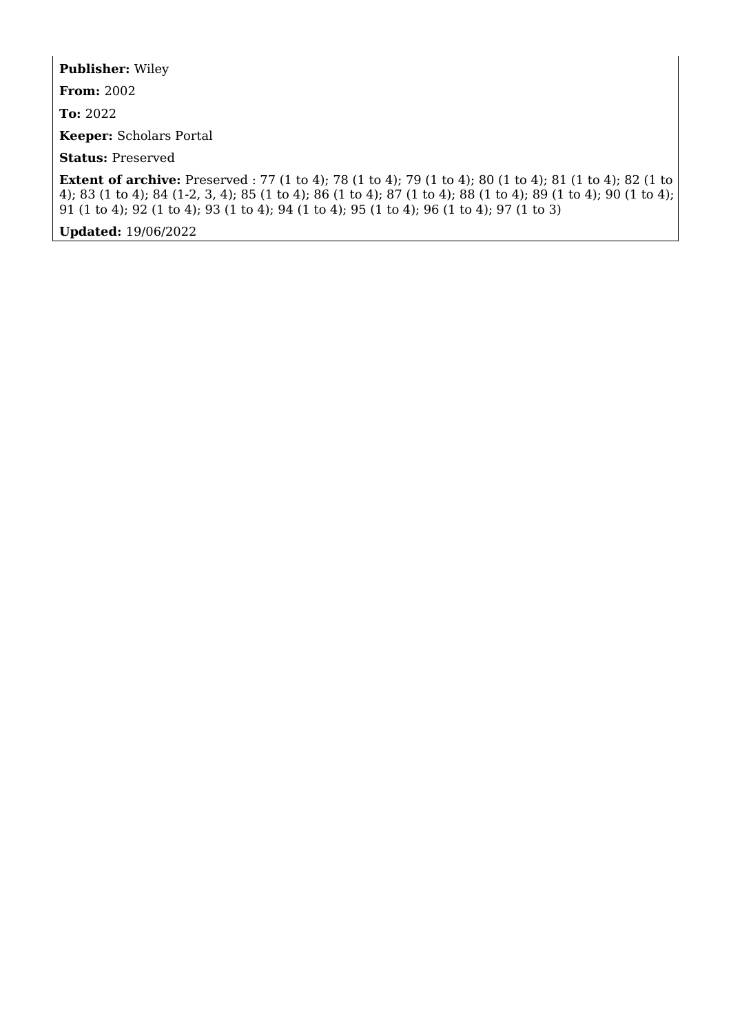**Publisher:** Wiley

**From:** 2002

**To:** 2022

**Keeper:** Scholars Portal

**Status:** Preserved

**Extent of archive:** Preserved : 77 (1 to 4); 78 (1 to 4); 79 (1 to 4); 80 (1 to 4); 81 (1 to 4); 82 (1 to 4); 83 (1 to 4); 84 (1-2, 3, 4); 85 (1 to 4); 86 (1 to 4); 87 (1 to 4); 88 (1 to 4); 89 (1 to 4); 90 (1 to 4); 91 (1 to 4); 92 (1 to 4); 93 (1 to 4); 94 (1 to 4); 95 (1 to 4); 96 (1 to 4); 97 (1 to 3)

**Updated:** 19/06/2022